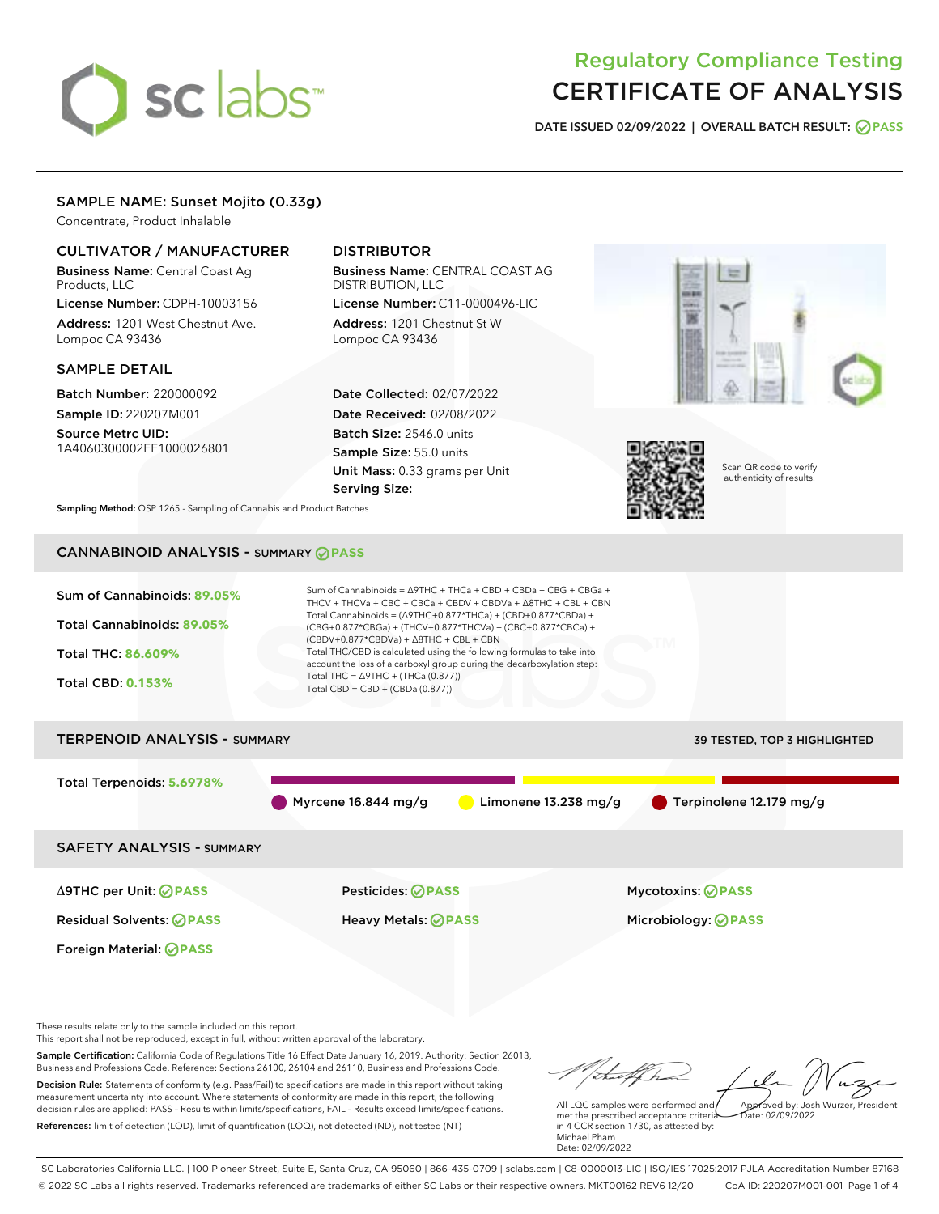# Regulatory Compliance Testing
# CERTIFICATE OF ANALYSIS

**DATE ISSUED** 02/09/2022 | **OVERALL BATCH RESULT:** PASS

## SAMPLE NAME: Sunset Mojito (0.33g)

Concentrate, Product Inhalable

### CULTIVATOR / MANUFACTURER

**Business Name:** Central Coast Ag Products, LLC

**License Number:** CDPH-10003156

**Address:** 1201 West Chestnut Ave. Lompoc CA 93436

### DISTRIBUTOR

**Business Name:** CENTRAL COAST AG DISTRIBUTION, LLC

**License Number:** C11-0000496-LIC

**Address:** 1201 Chestnut St W Lompoc CA 93436

### SAMPLE DETAIL

**Batch Number:** 220000092

**Sample ID:** 220207M001

**Source Metrc UID:** 1A4060300002EE1000026801

**Date Collected:** 02/07/2022

**Date Received:** 02/08/2022

**Batch Size:** 2546.0 units

**Sample Size:** 55.0 units

**Unit Mass:** 0.33 grams per Unit

**Serving Size:**

Scan QR code to verify authenticity of results.

**Sampling Method:** QSP 1265 - Sampling of Cannabis and Product Batches

## CANNABINOID ANALYSIS - SUMMARY PASS

**Sum of Cannabinoids:** 89.05%

**Total Cannabinoids:** 89.05%

**Total THC:** 86.609%

**Total CBD:** 0.153%

Sum of Cannabinoids = Δ9THC + THCa + CBD + CBDa + CBG + CBGa + THCV + THCVa + CBC + CBCa + CBDV + CBDVa + Δ8THC + CBL + CBN

Total Cannabinoids = (Δ9THC+0.877*THCa) + (CBD+0.877*CBDa) + (CBG+0.877*CBGa) + (THCV+0.877*THCVa) + (CBC+0.877*CBCa) + (CBDV+0.877*CBDVa) + Δ8THC + CBL + CBN

Total THC/CBD is calculated using the following formulas to take into account the loss of a carboxyl group during the decarboxylation step:

Total THC = Δ9THC + (THCa (0.877))

Total CBD = CBD + (CBDa (0.877))

## TERPENOID ANALYSIS - SUMMARY

39 TESTED, TOP 3 HIGHLIGHTED

**Total Terpenoids:** 5.6978%

Myrcene 16.844 mg/g | Limonene 13.238 mg/g | Terpinolene 12.179 mg/g

## SAFETY ANALYSIS - SUMMARY

| | | |
|---|---|---|
| Δ9THC per Unit: PASS | Pesticides: PASS | Mycotoxins: PASS |
| Residual Solvents: PASS | Heavy Metals: PASS | Microbiology: PASS |
| Foreign Material: PASS | | |

These results relate only to the sample included on this report.
This report shall not be reproduced, except in full, without written approval of the laboratory.

**Sample Certification:** California Code of Regulations Title 16 Effect Date January 16, 2019. Authority: Section 26013, Business and Professions Code. Reference: Sections 26100, 26104 and 26110, Business and Professions Code.

**Decision Rule:** Statements of conformity (e.g. Pass/Fail) to specifications are made in this report without taking measurement uncertainty into account. Where statements of conformity are made in this report, the following decision rules are applied: PASS – Results within limits/specifications, FAIL – Results exceed limits/specifications.

**References:** limit of detection (LOD), limit of quantification (LOQ), not detected (ND), not tested (NT)

All LQC samples were performed and met the prescribed acceptance criteria in 4 CCR section 1730, as attested by: Michael Pham
Date: 02/09/2022

Approved by: Josh Wurzer, President
Date: 02/09/2022

SC Laboratories California LLC. | 100 Pioneer Street, Suite E, Santa Cruz, CA 95060 | 866-435-0709 | sclabs.com | C8-0000013-LIC | ISO/IES 17025:2017 PJLA Accreditation Number 87168
© 2022 SC Labs all rights reserved. Trademarks referenced are trademarks of either SC Labs or their respective owners. MKT00162 REV6 12/20 CoA ID: 220207M001-001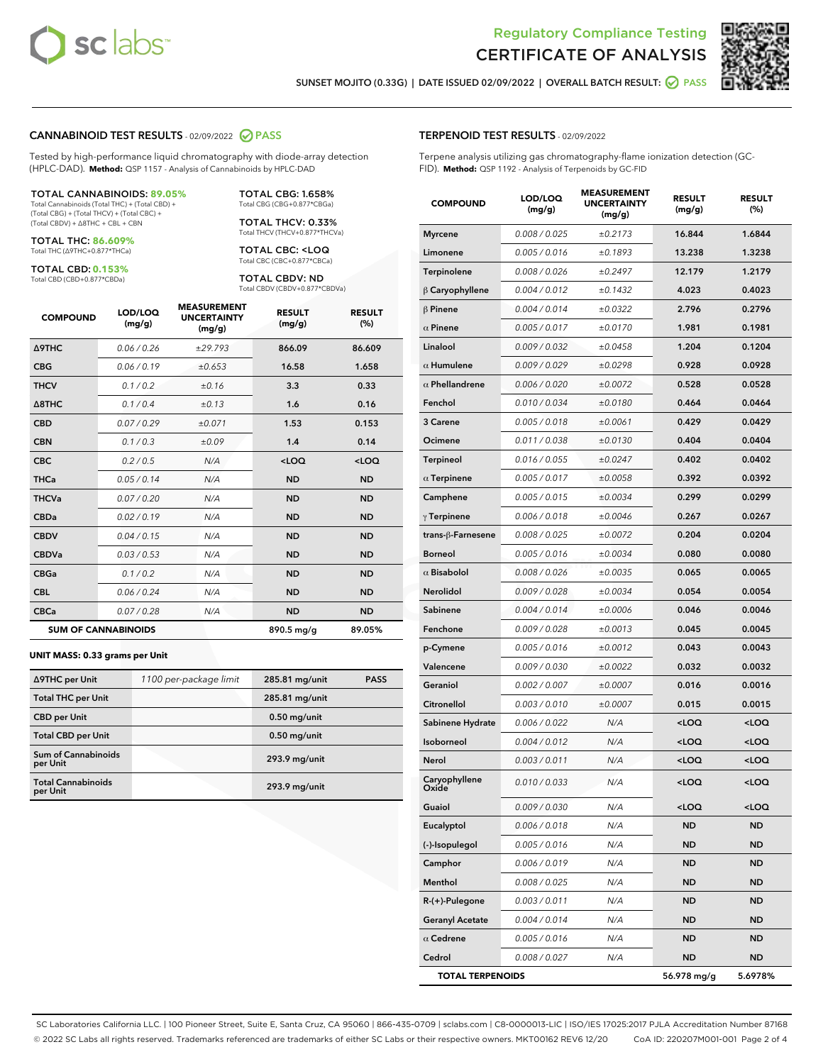Regulatory Compliance Testing

# CERTIFICATE OF ANALYSIS

SUNSET MOJITO (0.33G) | DATE ISSUED 02/09/2022 | OVERALL BATCH RESULT: PASS

## CANNABINOID TEST RESULTS - 02/09/2022 PASS

Tested by high-performance liquid chromatography with diode-array detection (HPLC-DAD). **Method:** QSP 1157 - Analysis of Cannabinoids by HPLC-DAD

**TOTAL CANNABINOIDS: 89.05%**
Total Cannabinoids (Total THC) + (Total CBD) + (Total CBG) + (Total THCV) + (Total CBC) + (Total CBDV) + Δ8THC + CBL + CBN

**TOTAL THC: 86.609%**
Total THC (Δ9THC+0.877*THCa)

**TOTAL CBD: 0.153%**
Total CBD (CBD+0.877*CBDa)

**TOTAL CBG: 1.658%**
Total CBG (CBG+0.877*CBGa)

**TOTAL THCV: 0.33%**
Total THCV (THCV+0.877*THCVa)

**TOTAL CBC: <LOQ**
Total CBC (CBC+0.877*CBCa)

**TOTAL CBDV: ND**
Total CBDV (CBDV+0.877*CBDVa)

| COMPOUND | LOD/LOQ (mg/g) | MEASUREMENT UNCERTAINTY (mg/g) | RESULT (mg/g) | RESULT (%) |
|---|---|---|---|---|
| Δ9THC | 0.06 / 0.26 | ±29.793 | 866.09 | 86.609 |
| CBG | 0.06 / 0.19 | ±0.653 | 16.58 | 1.658 |
| THCV | 0.1 / 0.2 | ±0.16 | 3.3 | 0.33 |
| Δ8THC | 0.1 / 0.4 | ±0.13 | 1.6 | 0.16 |
| CBD | 0.07 / 0.29 | ±0.071 | 1.53 | 0.153 |
| CBN | 0.1 / 0.3 | ±0.09 | 1.4 | 0.14 |
| CBC | 0.2 / 0.5 | N/A | <LOQ | <LOQ |
| THCa | 0.05 / 0.14 | N/A | ND | ND |
| THCVa | 0.07 / 0.20 | N/A | ND | ND |
| CBDa | 0.02 / 0.19 | N/A | ND | ND |
| CBDV | 0.04 / 0.15 | N/A | ND | ND |
| CBDVa | 0.03 / 0.53 | N/A | ND | ND |
| CBGa | 0.1 / 0.2 | N/A | ND | ND |
| CBL | 0.06 / 0.24 | N/A | ND | ND |
| CBCa | 0.07 / 0.28 | N/A | ND | ND |
| **SUM OF CANNABINOIDS** | | | 890.5 mg/g | 89.05% |

### UNIT MASS: 0.33 grams per Unit

| | | | |
|---|---|---|---|
| Δ9THC per Unit | 1100 per-package limit | 285.81 mg/unit | PASS |
| Total THC per Unit | | 285.81 mg/unit | |
| CBD per Unit | | 0.50 mg/unit | |
| Total CBD per Unit | | 0.50 mg/unit | |
| Sum of Cannabinoids per Unit | | 293.9 mg/unit | |
| Total Cannabinoids per Unit | | 293.9 mg/unit | |

## TERPENOID TEST RESULTS - 02/09/2022

Terpene analysis utilizing gas chromatography-flame ionization detection (GC-FID). **Method:** QSP 1192 - Analysis of Terpenoids by GC-FID

| COMPOUND | LOD/LOQ (mg/g) | MEASUREMENT UNCERTAINTY (mg/g) | RESULT (mg/g) | RESULT (%) |
|---|---|---|---|---|
| Myrcene | 0.008 / 0.025 | ±0.2173 | 16.844 | 1.6844 |
| Limonene | 0.005 / 0.016 | ±0.1893 | 13.238 | 1.3238 |
| Terpinolene | 0.008 / 0.026 | ±0.2497 | 12.179 | 1.2179 |
| β Caryophyllene | 0.004 / 0.012 | ±0.1432 | 4.023 | 0.4023 |
| β Pinene | 0.004 / 0.014 | ±0.0322 | 2.796 | 0.2796 |
| α Pinene | 0.005 / 0.017 | ±0.0170 | 1.981 | 0.1981 |
| Linalool | 0.009 / 0.032 | ±0.0458 | 1.204 | 0.1204 |
| α Humulene | 0.009 / 0.029 | ±0.0298 | 0.928 | 0.0928 |
| α Phellandrene | 0.006 / 0.020 | ±0.0072 | 0.528 | 0.0528 |
| Fenchol | 0.010 / 0.034 | ±0.0180 | 0.464 | 0.0464 |
| 3 Carene | 0.005 / 0.018 | ±0.0061 | 0.429 | 0.0429 |
| Ocimene | 0.011 / 0.038 | ±0.0130 | 0.404 | 0.0404 |
| Terpineol | 0.016 / 0.055 | ±0.0247 | 0.402 | 0.0402 |
| α Terpinene | 0.005 / 0.017 | ±0.0058 | 0.392 | 0.0392 |
| Camphene | 0.005 / 0.015 | ±0.0034 | 0.299 | 0.0299 |
| γ Terpinene | 0.006 / 0.018 | ±0.0046 | 0.267 | 0.0267 |
| trans-β-Farnesene | 0.008 / 0.025 | ±0.0072 | 0.204 | 0.0204 |
| Borneol | 0.005 / 0.016 | ±0.0034 | 0.080 | 0.0080 |
| α Bisabolol | 0.008 / 0.026 | ±0.0035 | 0.065 | 0.0065 |
| Nerolidol | 0.009 / 0.028 | ±0.0034 | 0.054 | 0.0054 |
| Sabinene | 0.004 / 0.014 | ±0.0006 | 0.046 | 0.0046 |
| Fenchone | 0.009 / 0.028 | ±0.0013 | 0.045 | 0.0045 |
| p-Cymene | 0.005 / 0.016 | ±0.0012 | 0.043 | 0.0043 |
| Valencene | 0.009 / 0.030 | ±0.0022 | 0.032 | 0.0032 |
| Geraniol | 0.002 / 0.007 | ±0.0007 | 0.016 | 0.0016 |
| Citronellol | 0.003 / 0.010 | ±0.0007 | 0.015 | 0.0015 |
| Sabinene Hydrate | 0.006 / 0.022 | N/A | <LOQ | <LOQ |
| Isoborneol | 0.004 / 0.012 | N/A | <LOQ | <LOQ |
| Nerol | 0.003 / 0.011 | N/A | <LOQ | <LOQ |
| Caryophyllene Oxide | 0.010 / 0.033 | N/A | <LOQ | <LOQ |
| Guaiol | 0.009 / 0.030 | N/A | <LOQ | <LOQ |
| Eucalyptol | 0.006 / 0.018 | N/A | ND | ND |
| (-)-Isopulegol | 0.005 / 0.016 | N/A | ND | ND |
| Camphor | 0.006 / 0.019 | N/A | ND | ND |
| Menthol | 0.008 / 0.025 | N/A | ND | ND |
| R-(+)-Pulegone | 0.003 / 0.011 | N/A | ND | ND |
| Geranyl Acetate | 0.004 / 0.014 | N/A | ND | ND |
| α Cedrene | 0.005 / 0.016 | N/A | ND | ND |
| Cedrol | 0.008 / 0.027 | N/A | ND | ND |
| **TOTAL TERPENOIDS** | | | 56.978 mg/g | 5.6978% |

SC Laboratories California LLC. | 100 Pioneer Street, Suite E, Santa Cruz, CA 95060 | 866-435-0709 | sclabs.com | C8-0000013-LIC | ISO/IES 17025:2017 PJLA Accreditation Number 87168
© 2022 SC Labs all rights reserved. Trademarks referenced are trademarks of either SC Labs or their respective owners. MKT00162 REV6 12/20 CoA ID: 220207M001-001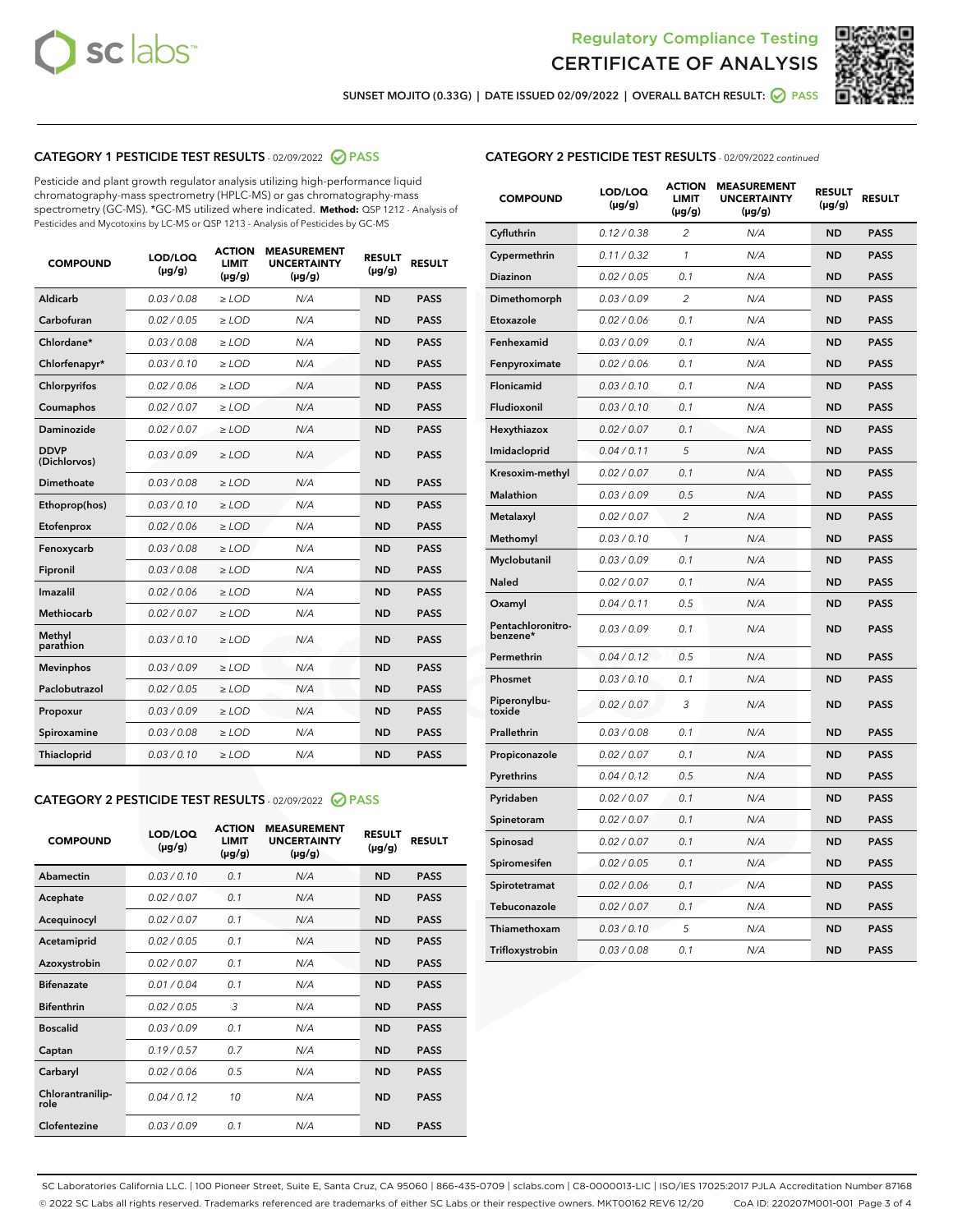Regulatory Compliance Testing
# CERTIFICATE OF ANALYSIS

SUNSET MOJITO (0.33G) | DATE ISSUED 02/09/2022 | OVERALL BATCH RESULT: PASS

## CATEGORY 1 PESTICIDE TEST RESULTS - 02/09/2022 PASS

Pesticide and plant growth regulator analysis utilizing high-performance liquid chromatography-mass spectrometry (HPLC-MS) or gas chromatography-mass spectrometry (GC-MS). *GC-MS utilized where indicated. **Method:** QSP 1212 - Analysis of Pesticides and Mycotoxins by LC-MS or QSP 1213 - Analysis of Pesticides by GC-MS

| COMPOUND | LOD/LOQ (μg/g) | ACTION LIMIT (μg/g) | MEASUREMENT UNCERTAINTY (μg/g) | RESULT (μg/g) | RESULT |
|---|---|---|---|---|---|
| Aldicarb | 0.03 / 0.08 | ≥ LOD | N/A | ND | PASS |
| Carbofuran | 0.02 / 0.05 | ≥ LOD | N/A | ND | PASS |
| Chlordane* | 0.03 / 0.08 | ≥ LOD | N/A | ND | PASS |
| Chlorfenapyr* | 0.03 / 0.10 | ≥ LOD | N/A | ND | PASS |
| Chlorpyrifos | 0.02 / 0.06 | ≥ LOD | N/A | ND | PASS |
| Coumaphos | 0.02 / 0.07 | ≥ LOD | N/A | ND | PASS |
| Daminozide | 0.02 / 0.07 | ≥ LOD | N/A | ND | PASS |
| DDVP (Dichlorvos) | 0.03 / 0.09 | ≥ LOD | N/A | ND | PASS |
| Dimethoate | 0.03 / 0.08 | ≥ LOD | N/A | ND | PASS |
| Ethoprop(hos) | 0.03 / 0.10 | ≥ LOD | N/A | ND | PASS |
| Etofenprox | 0.02 / 0.06 | ≥ LOD | N/A | ND | PASS |
| Fenoxycarb | 0.03 / 0.08 | ≥ LOD | N/A | ND | PASS |
| Fipronil | 0.03 / 0.08 | ≥ LOD | N/A | ND | PASS |
| Imazalil | 0.02 / 0.06 | ≥ LOD | N/A | ND | PASS |
| Methiocarb | 0.02 / 0.07 | ≥ LOD | N/A | ND | PASS |
| Methyl parathion | 0.03 / 0.10 | ≥ LOD | N/A | ND | PASS |
| Mevinphos | 0.03 / 0.09 | ≥ LOD | N/A | ND | PASS |
| Paclobutrazol | 0.02 / 0.05 | ≥ LOD | N/A | ND | PASS |
| Propoxur | 0.03 / 0.09 | ≥ LOD | N/A | ND | PASS |
| Spiroxamine | 0.03 / 0.08 | ≥ LOD | N/A | ND | PASS |
| Thiacloprid | 0.03 / 0.10 | ≥ LOD | N/A | ND | PASS |

## CATEGORY 2 PESTICIDE TEST RESULTS - 02/09/2022 PASS

| COMPOUND | LOD/LOQ (μg/g) | ACTION LIMIT (μg/g) | MEASUREMENT UNCERTAINTY (μg/g) | RESULT (μg/g) | RESULT |
|---|---|---|---|---|---|
| Abamectin | 0.03 / 0.10 | 0.1 | N/A | ND | PASS |
| Acephate | 0.02 / 0.07 | 0.1 | N/A | ND | PASS |
| Acequinocyl | 0.02 / 0.07 | 0.1 | N/A | ND | PASS |
| Acetamiprid | 0.02 / 0.05 | 0.1 | N/A | ND | PASS |
| Azoxystrobin | 0.02 / 0.07 | 0.1 | N/A | ND | PASS |
| Bifenazate | 0.01 / 0.04 | 0.1 | N/A | ND | PASS |
| Bifenthrin | 0.02 / 0.05 | 3 | N/A | ND | PASS |
| Boscalid | 0.03 / 0.09 | 0.1 | N/A | ND | PASS |
| Captan | 0.19 / 0.57 | 0.7 | N/A | ND | PASS |
| Carbaryl | 0.02 / 0.06 | 0.5 | N/A | ND | PASS |
| Chlorantraniliprole | 0.04 / 0.12 | 10 | N/A | ND | PASS |
| Clofentezine | 0.03 / 0.09 | 0.1 | N/A | ND | PASS |
| Cyfluthrin | 0.12 / 0.38 | 2 | N/A | ND | PASS |
| Cypermethrin | 0.11 / 0.32 | 1 | N/A | ND | PASS |
| Diazinon | 0.02 / 0.05 | 0.1 | N/A | ND | PASS |
| Dimethomorph | 0.03 / 0.09 | 2 | N/A | ND | PASS |
| Etoxazole | 0.02 / 0.06 | 0.1 | N/A | ND | PASS |
| Fenhexamid | 0.03 / 0.09 | 0.1 | N/A | ND | PASS |
| Fenpyroximate | 0.02 / 0.06 | 0.1 | N/A | ND | PASS |
| Flonicamid | 0.03 / 0.10 | 0.1 | N/A | ND | PASS |
| Fludioxonil | 0.03 / 0.10 | 0.1 | N/A | ND | PASS |
| Hexythiazox | 0.02 / 0.07 | 0.1 | N/A | ND | PASS |
| Imidacloprid | 0.04 / 0.11 | 5 | N/A | ND | PASS |
| Kresoxim-methyl | 0.02 / 0.07 | 0.1 | N/A | ND | PASS |
| Malathion | 0.03 / 0.09 | 0.5 | N/A | ND | PASS |
| Metalaxyl | 0.02 / 0.07 | 2 | N/A | ND | PASS |
| Methomyl | 0.03 / 0.10 | 1 | N/A | ND | PASS |
| Myclobutanil | 0.03 / 0.09 | 0.1 | N/A | ND | PASS |
| Naled | 0.02 / 0.07 | 0.1 | N/A | ND | PASS |
| Oxamyl | 0.04 / 0.11 | 0.5 | N/A | ND | PASS |
| Pentachloronitrobenzene* | 0.03 / 0.09 | 0.1 | N/A | ND | PASS |
| Permethrin | 0.04 / 0.12 | 0.5 | N/A | ND | PASS |
| Phosmet | 0.03 / 0.10 | 0.1 | N/A | ND | PASS |
| Piperonylbutoxide | 0.02 / 0.07 | 3 | N/A | ND | PASS |
| Prallethrin | 0.03 / 0.08 | 0.1 | N/A | ND | PASS |
| Propiconazole | 0.02 / 0.07 | 0.1 | N/A | ND | PASS |
| Pyrethrins | 0.04 / 0.12 | 0.5 | N/A | ND | PASS |
| Pyridaben | 0.02 / 0.07 | 0.1 | N/A | ND | PASS |
| Spinetoram | 0.02 / 0.07 | 0.1 | N/A | ND | PASS |
| Spinosad | 0.02 / 0.07 | 0.1 | N/A | ND | PASS |
| Spiromesifen | 0.02 / 0.05 | 0.1 | N/A | ND | PASS |
| Spirotetramat | 0.02 / 0.06 | 0.1 | N/A | ND | PASS |
| Tebuconazole | 0.02 / 0.07 | 0.1 | N/A | ND | PASS |
| Thiamethoxam | 0.03 / 0.10 | 5 | N/A | ND | PASS |
| Trifloxystrobin | 0.03 / 0.08 | 0.1 | N/A | ND | PASS |

SC Laboratories California LLC. | 100 Pioneer Street, Suite E, Santa Cruz, CA 95060 | 866-435-0709 | sclabs.com | C8-0000013-LIC | ISO/IES 17025:2017 PJLA Accreditation Number 87168
© 2022 SC Labs all rights reserved. Trademarks referenced are trademarks of either SC Labs or their respective owners. MKT00162 REV6 12/20 CoA ID: 220207M001-001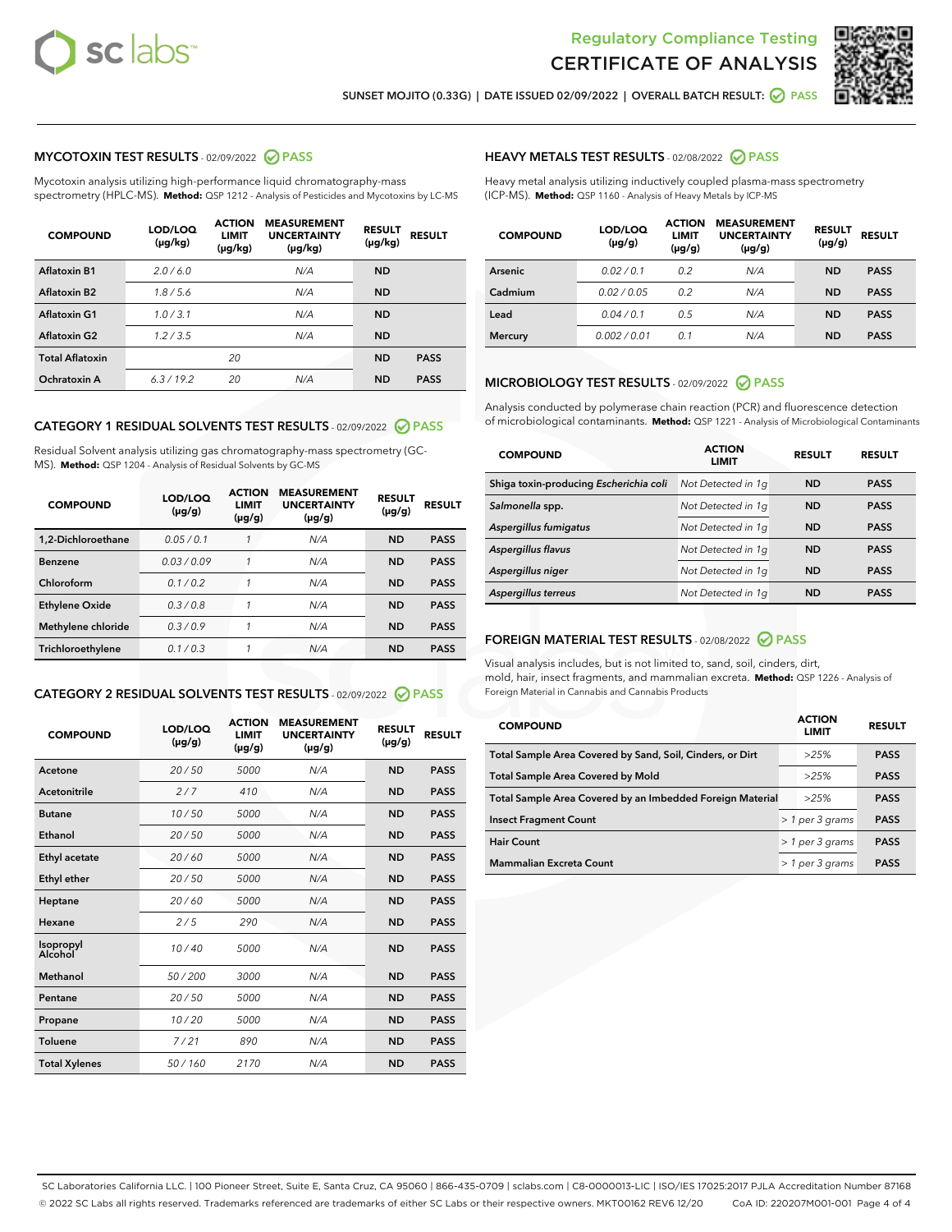Regulatory Compliance Testing

# CERTIFICATE OF ANALYSIS

SUNSET MOJITO (0.33G) | DATE ISSUED 02/09/2022 | OVERALL BATCH RESULT: PASS

## MYCOTOXIN TEST RESULTS - 02/09/2022 PASS

Mycotoxin analysis utilizing high-performance liquid chromatography-mass spectrometry (HPLC-MS). **Method:** QSP 1212 - Analysis of Pesticides and Mycotoxins by LC-MS

| COMPOUND | LOD/LOQ (µg/kg) | ACTION LIMIT (µg/kg) | MEASUREMENT UNCERTAINTY (µg/kg) | RESULT (µg/kg) | RESULT |
|---|---|---|---|---|---|
| Aflatoxin B1 | 2.0 / 6.0 | | N/A | ND | |
| Aflatoxin B2 | 1.8 / 5.6 | | N/A | ND | |
| Aflatoxin G1 | 1.0 / 3.1 | | N/A | ND | |
| Aflatoxin G2 | 1.2 / 3.5 | | N/A | ND | |
| Total Aflatoxin | | 20 | | ND | PASS |
| Ochratoxin A | 6.3 / 19.2 | 20 | N/A | ND | PASS |

## CATEGORY 1 RESIDUAL SOLVENTS TEST RESULTS - 02/09/2022 PASS

Residual Solvent analysis utilizing gas chromatography-mass spectrometry (GC-MS). **Method:** QSP 1204 - Analysis of Residual Solvents by GC-MS

| COMPOUND | LOD/LOQ (µg/g) | ACTION LIMIT (µg/g) | MEASUREMENT UNCERTAINTY (µg/g) | RESULT (µg/g) | RESULT |
|---|---|---|---|---|---|
| 1,2-Dichloroethane | 0.05 / 0.1 | 1 | N/A | ND | PASS |
| Benzene | 0.03 / 0.09 | 1 | N/A | ND | PASS |
| Chloroform | 0.1 / 0.2 | 1 | N/A | ND | PASS |
| Ethylene Oxide | 0.3 / 0.8 | 1 | N/A | ND | PASS |
| Methylene chloride | 0.3 / 0.9 | 1 | N/A | ND | PASS |
| Trichloroethylene | 0.1 / 0.3 | 1 | N/A | ND | PASS |

## CATEGORY 2 RESIDUAL SOLVENTS TEST RESULTS - 02/09/2022 PASS

| COMPOUND | LOD/LOQ (µg/g) | ACTION LIMIT (µg/g) | MEASUREMENT UNCERTAINTY (µg/g) | RESULT (µg/g) | RESULT |
|---|---|---|---|---|---|
| Acetone | 20 / 50 | 5000 | N/A | ND | PASS |
| Acetonitrile | 2 / 7 | 410 | N/A | ND | PASS |
| Butane | 10 / 50 | 5000 | N/A | ND | PASS |
| Ethanol | 20 / 50 | 5000 | N/A | ND | PASS |
| Ethyl acetate | 20 / 60 | 5000 | N/A | ND | PASS |
| Ethyl ether | 20 / 50 | 5000 | N/A | ND | PASS |
| Heptane | 20 / 60 | 5000 | N/A | ND | PASS |
| Hexane | 2 / 5 | 290 | N/A | ND | PASS |
| Isopropyl Alcohol | 10 / 40 | 5000 | N/A | ND | PASS |
| Methanol | 50 / 200 | 3000 | N/A | ND | PASS |
| Pentane | 20 / 50 | 5000 | N/A | ND | PASS |
| Propane | 10 / 20 | 5000 | N/A | ND | PASS |
| Toluene | 7 / 21 | 890 | N/A | ND | PASS |
| Total Xylenes | 50 / 160 | 2170 | N/A | ND | PASS |

## HEAVY METALS TEST RESULTS - 02/08/2022 PASS

Heavy metal analysis utilizing inductively coupled plasma-mass spectrometry (ICP-MS). **Method:** QSP 1160 - Analysis of Heavy Metals by ICP-MS

| COMPOUND | LOD/LOQ (µg/g) | ACTION LIMIT (µg/g) | MEASUREMENT UNCERTAINTY (µg/g) | RESULT (µg/g) | RESULT |
|---|---|---|---|---|---|
| Arsenic | 0.02 / 0.1 | 0.2 | N/A | ND | PASS |
| Cadmium | 0.02 / 0.05 | 0.2 | N/A | ND | PASS |
| Lead | 0.04 / 0.1 | 0.5 | N/A | ND | PASS |
| Mercury | 0.002 / 0.01 | 0.1 | N/A | ND | PASS |

## MICROBIOLOGY TEST RESULTS - 02/09/2022 PASS

Analysis conducted by polymerase chain reaction (PCR) and fluorescence detection of microbiological contaminants. **Method:** QSP 1221 - Analysis of Microbiological Contaminants

| COMPOUND | ACTION LIMIT | RESULT | RESULT |
|---|---|---|---|
| Shiga toxin-producing *Escherichia coli* | Not Detected in 1g | ND | PASS |
| *Salmonella* spp. | Not Detected in 1g | ND | PASS |
| *Aspergillus fumigatus* | Not Detected in 1g | ND | PASS |
| *Aspergillus flavus* | Not Detected in 1g | ND | PASS |
| *Aspergillus niger* | Not Detected in 1g | ND | PASS |
| *Aspergillus terreus* | Not Detected in 1g | ND | PASS |

## FOREIGN MATERIAL TEST RESULTS - 02/08/2022 PASS

Visual analysis includes, but is not limited to, sand, soil, cinders, dirt, mold, hair, insect fragments, and mammalian excreta. **Method:** QSP 1226 - Analysis of Foreign Material in Cannabis and Cannabis Products

| COMPOUND | ACTION LIMIT | RESULT |
|---|---|---|
| Total Sample Area Covered by Sand, Soil, Cinders, or Dirt | >25% | PASS |
| Total Sample Area Covered by Mold | >25% | PASS |
| Total Sample Area Covered by an Imbedded Foreign Material | >25% | PASS |
| Insect Fragment Count | > 1 per 3 grams | PASS |
| Hair Count | > 1 per 3 grams | PASS |
| Mammalian Excreta Count | > 1 per 3 grams | PASS |

SC Laboratories California LLC. | 100 Pioneer Street, Suite E, Santa Cruz, CA 95060 | 866-435-0709 | sclabs.com | C8-0000013-LIC | ISO/IES 17025:2017 PJLA Accreditation Number 87168
© 2022 SC Labs all rights reserved. Trademarks referenced are trademarks of either SC Labs or their respective owners. MKT00162 REV6 12/20 CoA ID: 220207M001-001